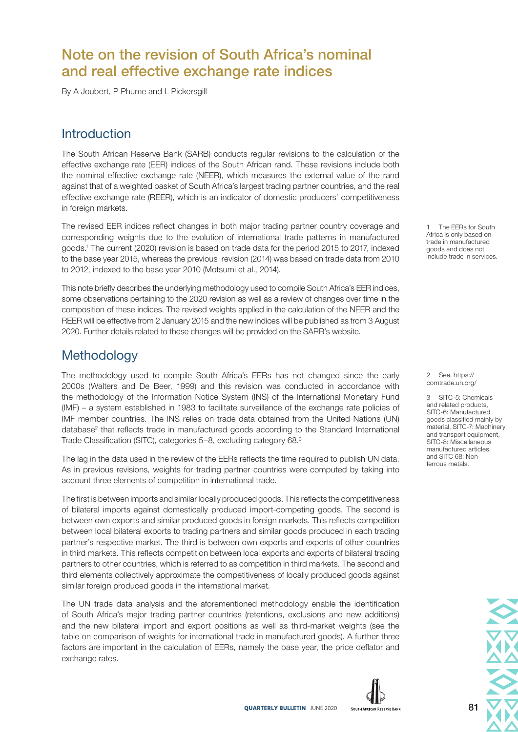# Note on the revision of South Africa's nominal and real effective exchange rate indices

By A Joubert, P Phume and L Pickersgill

## Introduction

The South African Reserve Bank (SARB) conducts regular revisions to the calculation of the effective exchange rate (EER) indices of the South African rand. These revisions include both the nominal effective exchange rate (NEER), which measures the external value of the rand against that of a weighted basket of South Africa's largest trading partner countries, and the real effective exchange rate (REER), which is an indicator of domestic producers' competitiveness in foreign markets.

The revised EER indices reflect changes in both major trading partner country coverage and corresponding weights due to the evolution of international trade patterns in manufactured goods.[1] The current (2020) revision is based on trade data for the period 2015 to 2017, indexed to the base year 2015, whereas the previous revision (2014) was based on trade data from 2010 to 2012, indexed to the base year 2010 (Motsumi et al., 2014).

This note briefly describes the underlying methodology used to compile South Africa's EER indices, some observations pertaining to the 2020 revision as well as a review of changes over time in the composition of these indices. The revised weights applied in the calculation of the NEER and the REER will be effective from 2 January 2015 and the new indices will be published as from 3 August 2020. Further details related to these changes will be provided on the SARB's website.

## Methodology

The methodology used to compile South Africa's EERs has not changed since the early 2000s (Walters and De Beer, 1999) and this revision was conducted in accordance with the methodology of the Information Notice System (INS) of the International Monetary Fund (IMF) – a system established in 1983 to facilitate surveillance of the exchange rate policies of IMF member countries. The INS relies on trade data obtained from the United Nations (UN) database[2] that reflects trade in manufactured goods according to the Standard International Trade Classification (SITC), categories 5–8, excluding category 68.[3]

The lag in the data used in the review of the EERs reflects the time required to publish UN data. As in previous revisions, weights for trading partner countries were computed by taking into account three elements of competition in international trade.

The first is between imports and similar locally produced goods. This reflects the competitiveness of bilateral imports against domestically produced import-competing goods. The second is between own exports and similar produced goods in foreign markets. This reflects competition between local bilateral exports to trading partners and similar goods produced in each trading partner's respective market. The third is between own exports and exports of other countries in third markets. This reflects competition between local exports and exports of bilateral trading partners to other countries, which is referred to as competition in third markets. The second and third elements collectively approximate the competitiveness of locally produced goods against similar foreign produced goods in the international market.

The UN trade data analysis and the aforementioned methodology enable the identification of South Africa's major trading partner countries (retentions, exclusions and new additions) and the new bilateral import and export positions as well as third-market weights (see the table on comparison of weights for international trade in manufactured goods). A further three factors are important in the calculation of EERs, namely the base year, the price deflator and exchange rates.

1 The EERs for South Africa is only based on trade in manufactured goods and does not include trade in services.

2 See, https://comtrade.un.org/

3 SITC-5: Chemicals and related products, SITC-6: Manufactured goods classified mainly by material, SITC-7: Machinery and transport equipment, SITC-8: Miscellaneous manufactured articles, and SITC 68: Non-ferrous metals.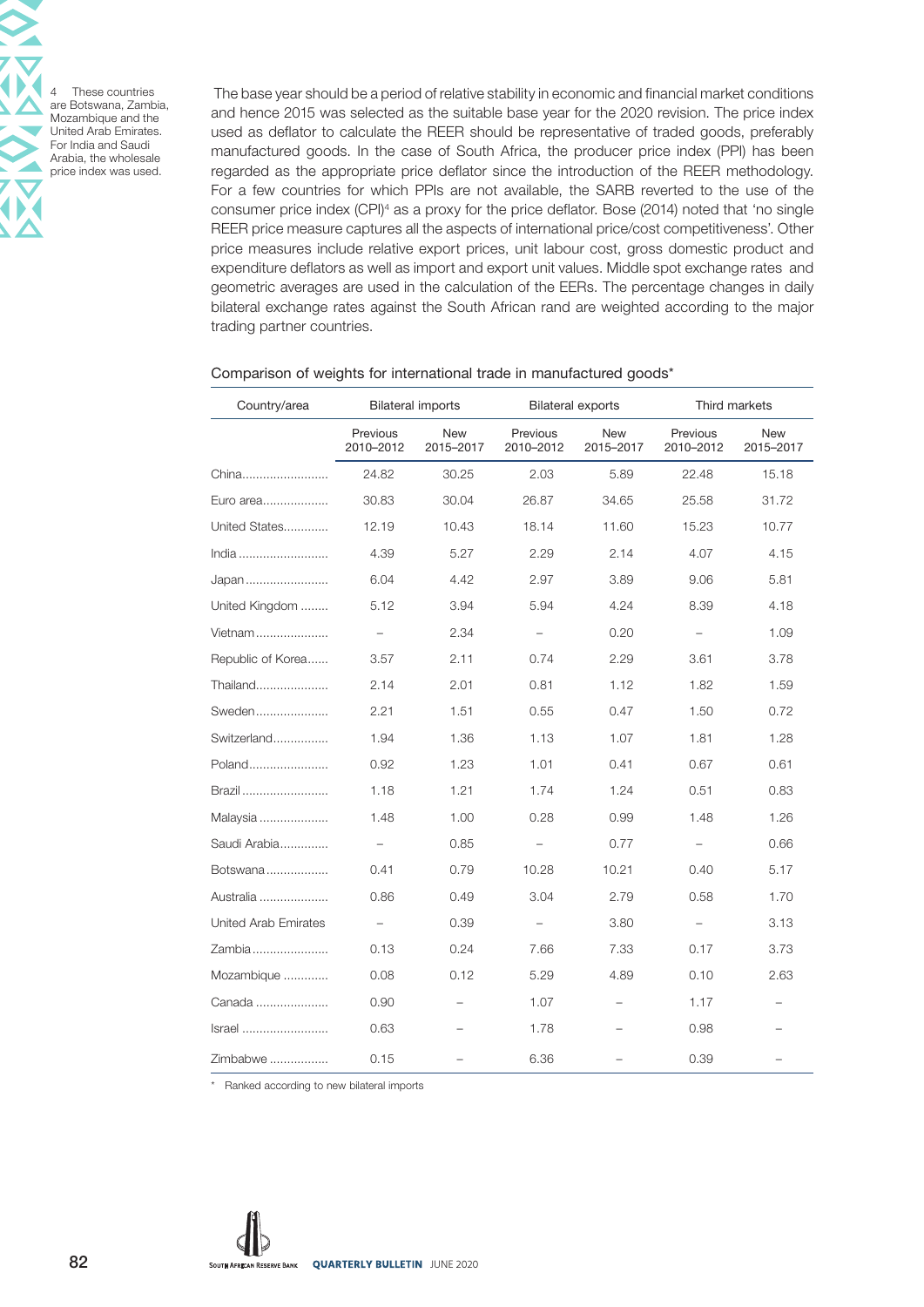The base year should be a period of relative stability in economic and financial market conditions and hence 2015 was selected as the suitable base year for the 2020 revision. The price index used as deflator to calculate the REER should be representative of traded goods, preferably manufactured goods. In the case of South Africa, the producer price index (PPI) has been regarded as the appropriate price deflator since the introduction of the REER methodology. For a few countries for which PPIs are not available, the SARB reverted to the use of the consumer price index (CPI)[4] as a proxy for the price deflator. Bose (2014) noted that 'no single REER price measure captures all the aspects of international price/cost competitiveness'. Other price measures include relative export prices, unit labour cost, gross domestic product and expenditure deflators as well as import and export unit values. Middle spot exchange rates and geometric averages are used in the calculation of the EERs. The percentage changes in daily bilateral exchange rates against the South African rand are weighted according to the major trading partner countries.

4 These countries are Botswana, Zambia, Mozambique and the United Arab Emirates. For India and Saudi Arabia, the wholesale price index was used.

Comparison of weights for international trade in manufactured goods*

| Country/area | Bilateral imports | | Bilateral exports | | Third markets | |
|---|---|---|---|---|---|---|
| | Previous 2010–2012 | New 2015–2017 | Previous 2010–2012 | New 2015–2017 | Previous 2010–2012 | New 2015–2017 |
| China | 24.82 | 30.25 | 2.03 | 5.89 | 22.48 | 15.18 |
| Euro area | 30.83 | 30.04 | 26.87 | 34.65 | 25.58 | 31.72 |
| United States | 12.19 | 10.43 | 18.14 | 11.60 | 15.23 | 10.77 |
| India | 4.39 | 5.27 | 2.29 | 2.14 | 4.07 | 4.15 |
| Japan | 6.04 | 4.42 | 2.97 | 3.89 | 9.06 | 5.81 |
| United Kingdom | 5.12 | 3.94 | 5.94 | 4.24 | 8.39 | 4.18 |
| Vietnam | – | 2.34 | – | 0.20 | – | 1.09 |
| Republic of Korea | 3.57 | 2.11 | 0.74 | 2.29 | 3.61 | 3.78 |
| Thailand | 2.14 | 2.01 | 0.81 | 1.12 | 1.82 | 1.59 |
| Sweden | 2.21 | 1.51 | 0.55 | 0.47 | 1.50 | 0.72 |
| Switzerland | 1.94 | 1.36 | 1.13 | 1.07 | 1.81 | 1.28 |
| Poland | 0.92 | 1.23 | 1.01 | 0.41 | 0.67 | 0.61 |
| Brazil | 1.18 | 1.21 | 1.74 | 1.24 | 0.51 | 0.83 |
| Malaysia | 1.48 | 1.00 | 0.28 | 0.99 | 1.48 | 1.26 |
| Saudi Arabia | – | 0.85 | – | 0.77 | – | 0.66 |
| Botswana | 0.41 | 0.79 | 10.28 | 10.21 | 0.40 | 5.17 |
| Australia | 0.86 | 0.49 | 3.04 | 2.79 | 0.58 | 1.70 |
| United Arab Emirates | – | 0.39 | – | 3.80 | – | 3.13 |
| Zambia | 0.13 | 0.24 | 7.66 | 7.33 | 0.17 | 3.73 |
| Mozambique | 0.08 | 0.12 | 5.29 | 4.89 | 0.10 | 2.63 |
| Canada | 0.90 | – | 1.07 | – | 1.17 | – |
| Israel | 0.63 | – | 1.78 | – | 0.98 | – |
| Zimbabwe | 0.15 | – | 6.36 | – | 0.39 | – |

\* Ranked according to new bilateral imports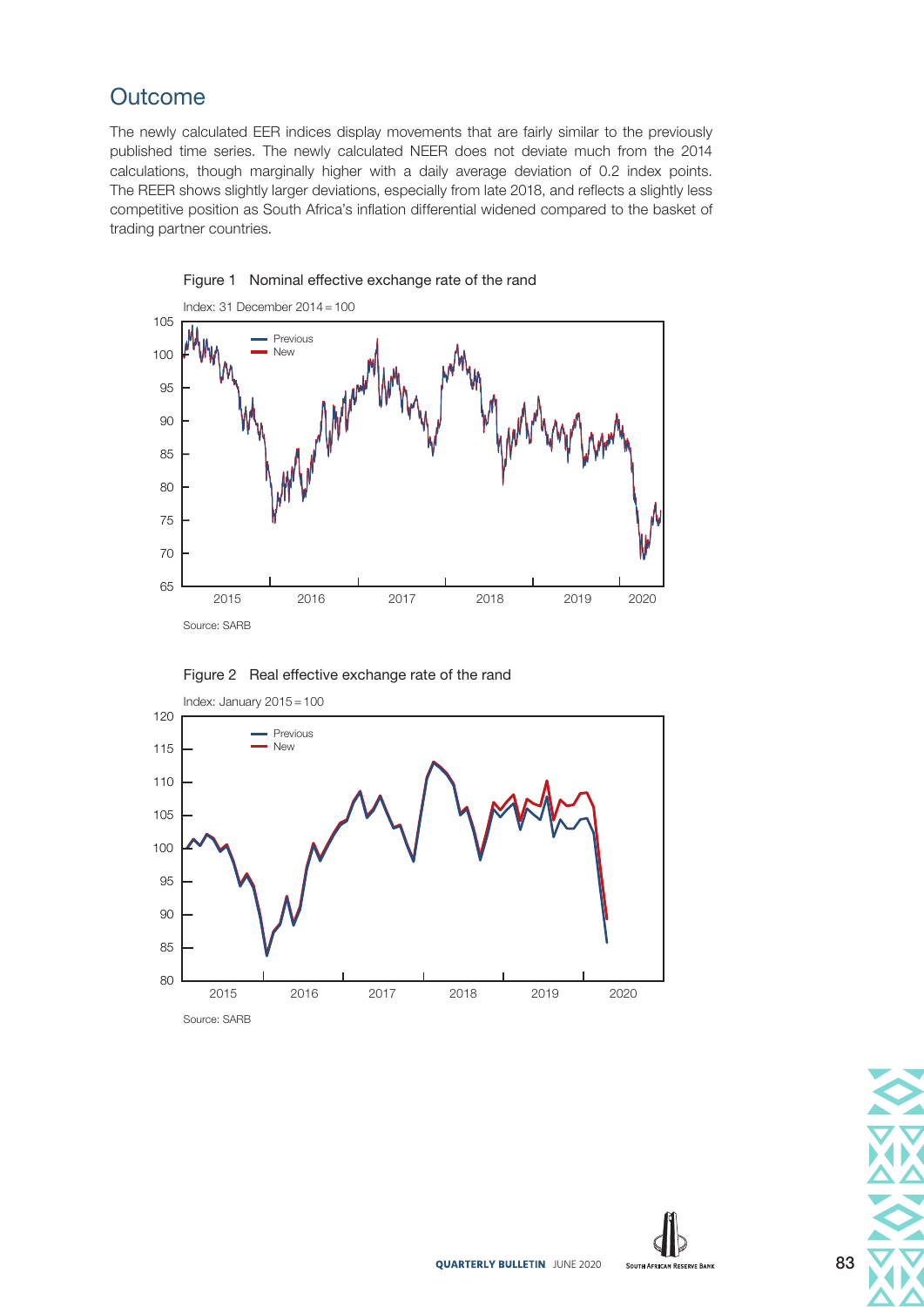## Outcome

The newly calculated EER indices display movements that are fairly similar to the previously published time series. The newly calculated NEER does not deviate much from the 2014 calculations, though marginally higher with a daily average deviation of 0.2 index points. The REER shows slightly larger deviations, especially from late 2018, and reflects a slightly less competitive position as South Africa's inflation differential widened compared to the basket of trading partner countries.

Figure 1 Nominal effective exchange rate of the rand

Index: 31 December 2014 = 100

Source: SARB

Figure 2 Real effective exchange rate of the rand

Index: January 2015 = 100

Source: SARB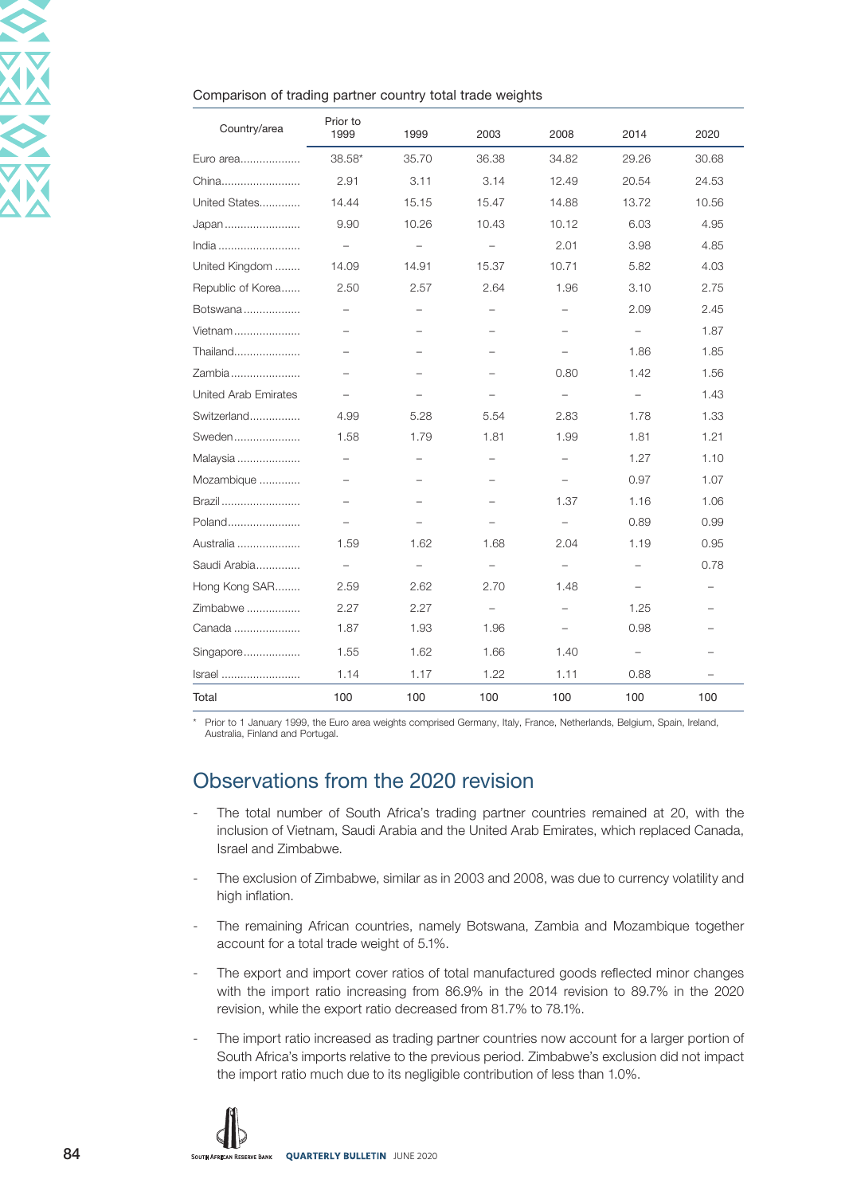Comparison of trading partner country total trade weights

| Country/area | Prior to 1999 | 1999 | 2003 | 2008 | 2014 | 2020 |
|---|---|---|---|---|---|---|
| Euro area | 38.58* | 35.70 | 36.38 | 34.82 | 29.26 | 30.68 |
| China | 2.91 | 3.11 | 3.14 | 12.49 | 20.54 | 24.53 |
| United States | 14.44 | 15.15 | 15.47 | 14.88 | 13.72 | 10.56 |
| Japan | 9.90 | 10.26 | 10.43 | 10.12 | 6.03 | 4.95 |
| India | – | – | – | 2.01 | 3.98 | 4.85 |
| United Kingdom | 14.09 | 14.91 | 15.37 | 10.71 | 5.82 | 4.03 |
| Republic of Korea | 2.50 | 2.57 | 2.64 | 1.96 | 3.10 | 2.75 |
| Botswana | – | – | – | – | 2.09 | 2.45 |
| Vietnam | – | – | – | – | – | 1.87 |
| Thailand | – | – | – | – | 1.86 | 1.85 |
| Zambia | – | – | – | 0.80 | 1.42 | 1.56 |
| United Arab Emirates | – | – | – | – | – | 1.43 |
| Switzerland | 4.99 | 5.28 | 5.54 | 2.83 | 1.78 | 1.33 |
| Sweden | 1.58 | 1.79 | 1.81 | 1.99 | 1.81 | 1.21 |
| Malaysia | – | – | – | – | 1.27 | 1.10 |
| Mozambique | – | – | – | – | 0.97 | 1.07 |
| Brazil | – | – | – | 1.37 | 1.16 | 1.06 |
| Poland | – | – | – | – | 0.89 | 0.99 |
| Australia | 1.59 | 1.62 | 1.68 | 2.04 | 1.19 | 0.95 |
| Saudi Arabia | – | – | – | – | – | 0.78 |
| Hong Kong SAR | 2.59 | 2.62 | 2.70 | 1.48 | – | – |
| Zimbabwe | 2.27 | 2.27 | – | – | 1.25 | – |
| Canada | 1.87 | 1.93 | 1.96 | – | 0.98 | – |
| Singapore | 1.55 | 1.62 | 1.66 | 1.40 | – | – |
| Israel | 1.14 | 1.17 | 1.22 | 1.11 | 0.88 | – |
| Total | 100 | 100 | 100 | 100 | 100 | 100 |

\* Prior to 1 January 1999, the Euro area weights comprised Germany, Italy, France, Netherlands, Belgium, Spain, Ireland, Australia, Finland and Portugal.

## Observations from the 2020 revision

- The total number of South Africa's trading partner countries remained at 20, with the inclusion of Vietnam, Saudi Arabia and the United Arab Emirates, which replaced Canada, Israel and Zimbabwe.
- The exclusion of Zimbabwe, similar as in 2003 and 2008, was due to currency volatility and high inflation.
- The remaining African countries, namely Botswana, Zambia and Mozambique together account for a total trade weight of 5.1%.
- The export and import cover ratios of total manufactured goods reflected minor changes with the import ratio increasing from 86.9% in the 2014 revision to 89.7% in the 2020 revision, while the export ratio decreased from 81.7% to 78.1%.
- The import ratio increased as trading partner countries now account for a larger portion of South Africa's imports relative to the previous period. Zimbabwe's exclusion did not impact the import ratio much due to its negligible contribution of less than 1.0%.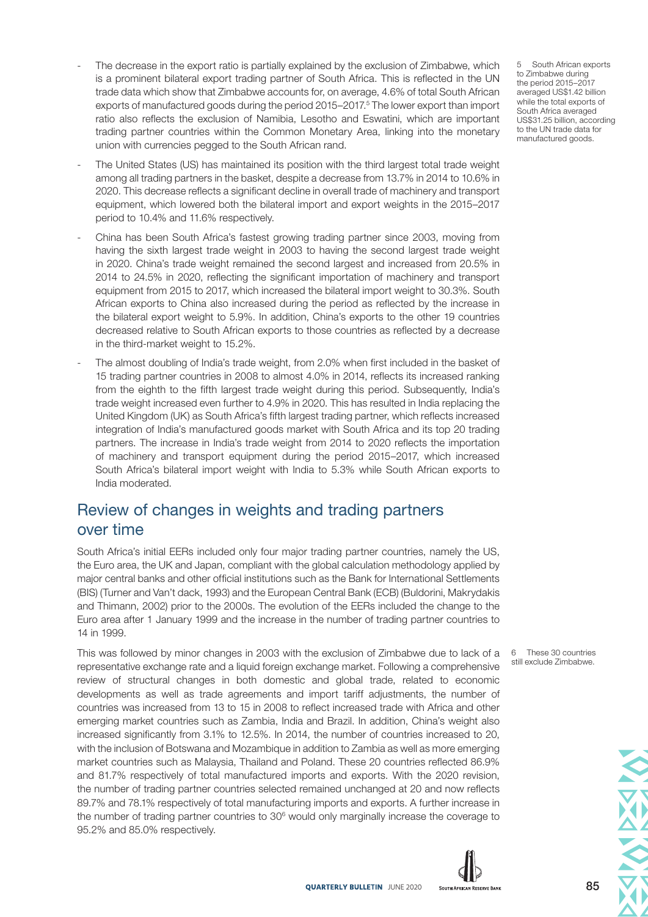- The decrease in the export ratio is partially explained by the exclusion of Zimbabwe, which is a prominent bilateral export trading partner of South Africa. This is reflected in the UN trade data which show that Zimbabwe accounts for, on average, 4.6% of total South African exports of manufactured goods during the period 2015–2017.[5] The lower export than import ratio also reflects the exclusion of Namibia, Lesotho and Eswatini, which are important trading partner countries within the Common Monetary Area, linking into the monetary union with currencies pegged to the South African rand.
- The United States (US) has maintained its position with the third largest total trade weight among all trading partners in the basket, despite a decrease from 13.7% in 2014 to 10.6% in 2020. This decrease reflects a significant decline in overall trade of machinery and transport equipment, which lowered both the bilateral import and export weights in the 2015–2017 period to 10.4% and 11.6% respectively.
- China has been South Africa's fastest growing trading partner since 2003, moving from having the sixth largest trade weight in 2003 to having the second largest trade weight in 2020. China's trade weight remained the second largest and increased from 20.5% in 2014 to 24.5% in 2020, reflecting the significant importation of machinery and transport equipment from 2015 to 2017, which increased the bilateral import weight to 30.3%. South African exports to China also increased during the period as reflected by the increase in the bilateral export weight to 5.9%. In addition, China's exports to the other 19 countries decreased relative to South African exports to those countries as reflected by a decrease in the third-market weight to 15.2%.
- The almost doubling of India's trade weight, from 2.0% when first included in the basket of 15 trading partner countries in 2008 to almost 4.0% in 2014, reflects its increased ranking from the eighth to the fifth largest trade weight during this period. Subsequently, India's trade weight increased even further to 4.9% in 2020. This has resulted in India replacing the United Kingdom (UK) as South Africa's fifth largest trading partner, which reflects increased integration of India's manufactured goods market with South Africa and its top 20 trading partners. The increase in India's trade weight from 2014 to 2020 reflects the importation of machinery and transport equipment during the period 2015–2017, which increased South Africa's bilateral import weight with India to 5.3% while South African exports to India moderated.

## Review of changes in weights and trading partners over time

South Africa's initial EERs included only four major trading partner countries, namely the US, the Euro area, the UK and Japan, compliant with the global calculation methodology applied by major central banks and other official institutions such as the Bank for International Settlements (BIS) (Turner and Van't dack, 1993) and the European Central Bank (ECB) (Buldorini, Makrydakis and Thimann, 2002) prior to the 2000s. The evolution of the EERs included the change to the Euro area after 1 January 1999 and the increase in the number of trading partner countries to 14 in 1999.

This was followed by minor changes in 2003 with the exclusion of Zimbabwe due to lack of a representative exchange rate and a liquid foreign exchange market. Following a comprehensive review of structural changes in both domestic and global trade, related to economic developments as well as trade agreements and import tariff adjustments, the number of countries was increased from 13 to 15 in 2008 to reflect increased trade with Africa and other emerging market countries such as Zambia, India and Brazil. In addition, China's weight also increased significantly from 3.1% to 12.5%. In 2014, the number of countries increased to 20, with the inclusion of Botswana and Mozambique in addition to Zambia as well as more emerging market countries such as Malaysia, Thailand and Poland. These 20 countries reflected 86.9% and 81.7% respectively of total manufactured imports and exports. With the 2020 revision, the number of trading partner countries selected remained unchanged at 20 and now reflects 89.7% and 78.1% respectively of total manufacturing imports and exports. A further increase in the number of trading partner countries to 30[6] would only marginally increase the coverage to 95.2% and 85.0% respectively.

5 South African exports to Zimbabwe during the period 2015–2017 averaged US$1.42 billion while the total exports of South Africa averaged US$31.25 billion, according to the UN trade data for manufactured goods.

6 These 30 countries still exclude Zimbabwe.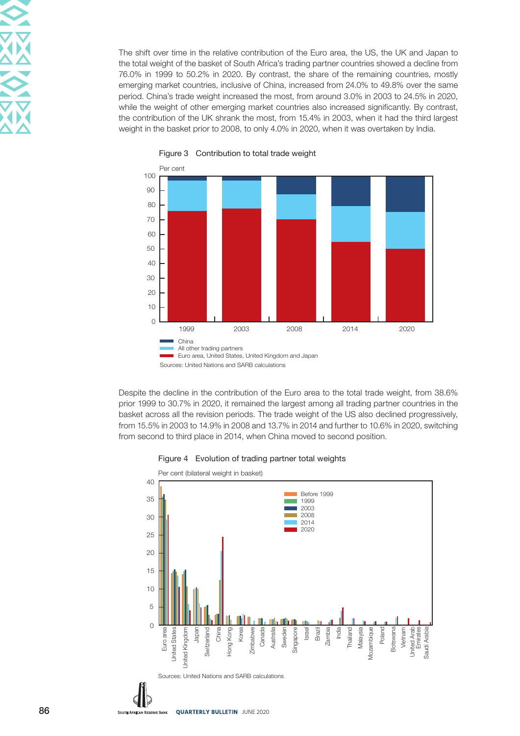The shift over time in the relative contribution of the Euro area, the US, the UK and Japan to the total weight of the basket of South Africa's trading partner countries showed a decline from 76.0% in 1999 to 50.2% in 2020. By contrast, the share of the remaining countries, mostly emerging market countries, inclusive of China, increased from 24.0% to 49.8% over the same period. China's trade weight increased the most, from around 3.0% in 2003 to 24.5% in 2020, while the weight of other emerging market countries also increased significantly. By contrast, the contribution of the UK shrank the most, from 15.4% in 2003, when it had the third largest weight in the basket prior to 2008, to only 4.0% in 2020, when it was overtaken by India.

Figure 3 Contribution to total trade weight

Sources: United Nations and SARB calculations

Despite the decline in the contribution of the Euro area to the total trade weight, from 38.6% prior 1999 to 30.7% in 2020, it remained the largest among all trading partner countries in the basket across all the revision periods. The trade weight of the US also declined progressively, from 15.5% in 2003 to 14.9% in 2008 and 13.7% in 2014 and further to 10.6% in 2020, switching from second to third place in 2014, when China moved to second position.

Figure 4 Evolution of trading partner total weights

Sources: United Nations and SARB calculations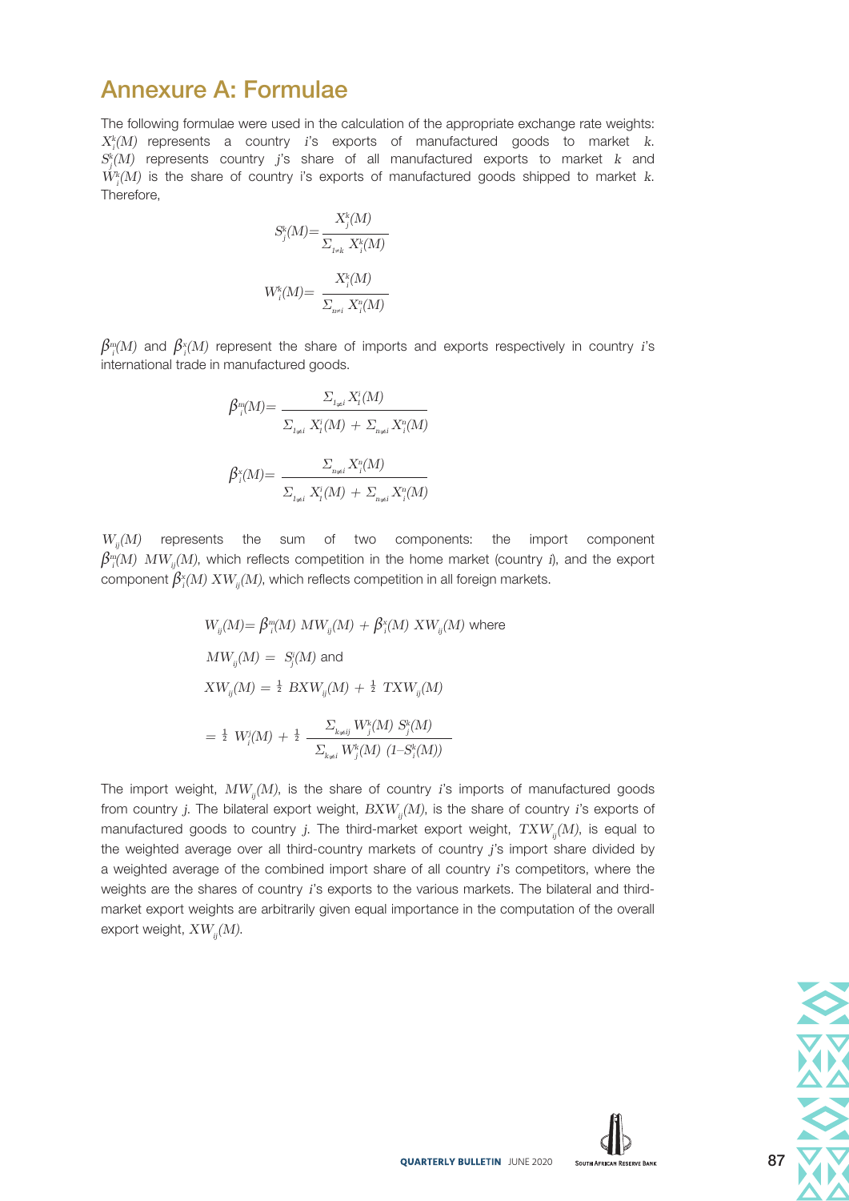# Annexure A: Formulae

The following formulae were used in the calculation of the appropriate exchange rate weights: $X_i^k(M)$ represents a country $i$'s exports of manufactured goods to market $k$. $S_j^k(M)$ represents country $j$'s share of all manufactured exports to market $k$ and $W_i^k(M)$ is the share of country i's exports of manufactured goods shipped to market $k$. Therefore,

$$S_j^k(M) = \frac{X_j^k(M)}{\Sigma_{l \neq k} X_l^k(M)}$$

$$W_i^k(M) = \frac{X_i^k(M)}{\Sigma_{n \neq i} X_i^n(M)}$$

$\beta_i^m(M)$ and $\beta_i^x(M)$ represent the share of imports and exports respectively in country $i$'s international trade in manufactured goods.

$$\beta_i^m(M) = \frac{\Sigma_{l \neq i} X_l^i(M)}{\Sigma_{l \neq i} X_l^i(M) + \Sigma_{n \neq i} X_i^n(M)}$$

$$\beta_i^x(M) = \frac{\Sigma_{n \neq i} X_i^n(M)}{\Sigma_{l \neq i} X_l^i(M) + \Sigma_{n \neq i} X_i^n(M)}$$

$W_{ij}(M)$ represents the sum of two components: the import component $\beta_i^m(M)\ MW_{ij}(M)$, which reflects competition in the home market (country $i$), and the export component $\beta_i^x(M)\ XW_{ij}(M)$, which reflects competition in all foreign markets.

$$W_{ij}(M) = \beta_i^m(M)\ MW_{ij}(M) + \beta_i^x(M)\ XW_{ij}(M) \text{ where}$$

$$MW_{ij}(M) = S_j^i(M) \text{ and}$$

$$XW_{ij}(M) = \tfrac{1}{2}\ BXW_{ij}(M) + \tfrac{1}{2}\ TXW_{ij}(M)$$

$$= \tfrac{1}{2}\ W_i^j(M) + \tfrac{1}{2}\ \frac{\Sigma_{k \neq ij} W_j^k(M)\ S_j^k(M)}{\Sigma_{k \neq i} W_j^k(M)\ (1 - S_i^k(M))}$$

The import weight, $MW_{ij}(M)$, is the share of country $i$'s imports of manufactured goods from country $j$. The bilateral export weight, $BXW_{ij}(M)$, is the share of country $i$'s exports of manufactured goods to country $j$. The third-market export weight, $TXW_{ij}(M)$, is equal to the weighted average over all third-country markets of country $j$'s import share divided by a weighted average of the combined import share of all country $i$'s competitors, where the weights are the shares of country $i$'s exports to the various markets. The bilateral and third-market export weights are arbitrarily given equal importance in the computation of the overall export weight, $XW_{ij}(M)$.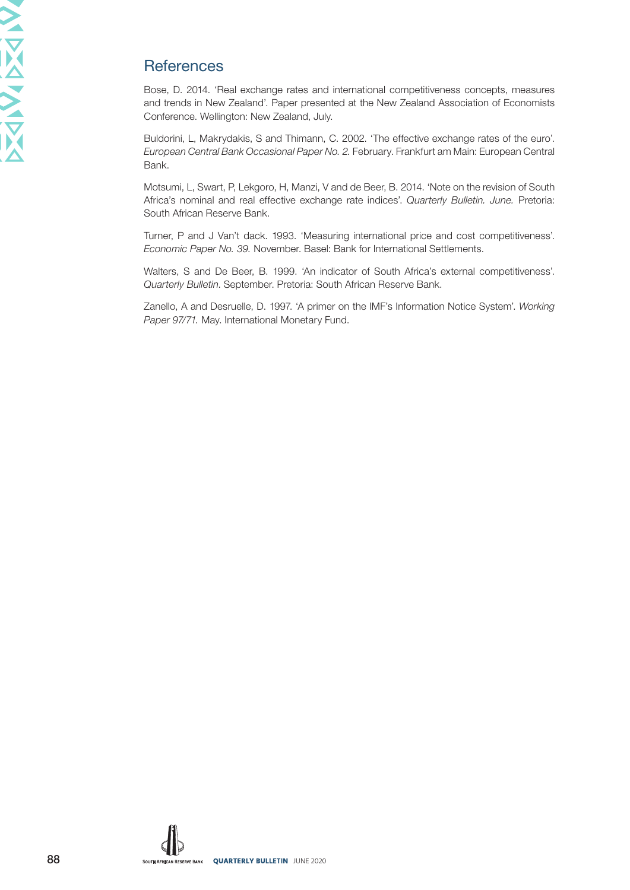## References

Bose, D. 2014. 'Real exchange rates and international competitiveness concepts, measures and trends in New Zealand'. Paper presented at the New Zealand Association of Economists Conference. Wellington: New Zealand, July.

Buldorini, L, Makrydakis, S and Thimann, C. 2002. 'The effective exchange rates of the euro'. *European Central Bank Occasional Paper No. 2.* February. Frankfurt am Main: European Central Bank.

Motsumi, L, Swart, P, Lekgoro, H, Manzi, V and de Beer, B. 2014. 'Note on the revision of South Africa's nominal and real effective exchange rate indices'. *Quarterly Bulletin. June.* Pretoria: South African Reserve Bank.

Turner, P and J Van't dack. 1993. 'Measuring international price and cost competitiveness'. *Economic Paper No. 39.* November. Basel: Bank for International Settlements.

Walters, S and De Beer, B. 1999. 'An indicator of South Africa's external competitiveness'. *Quarterly Bulletin*. September. Pretoria: South African Reserve Bank.

Zanello, A and Desruelle, D. 1997. 'A primer on the IMF's Information Notice System'. *Working Paper 97/71.* May. International Monetary Fund.